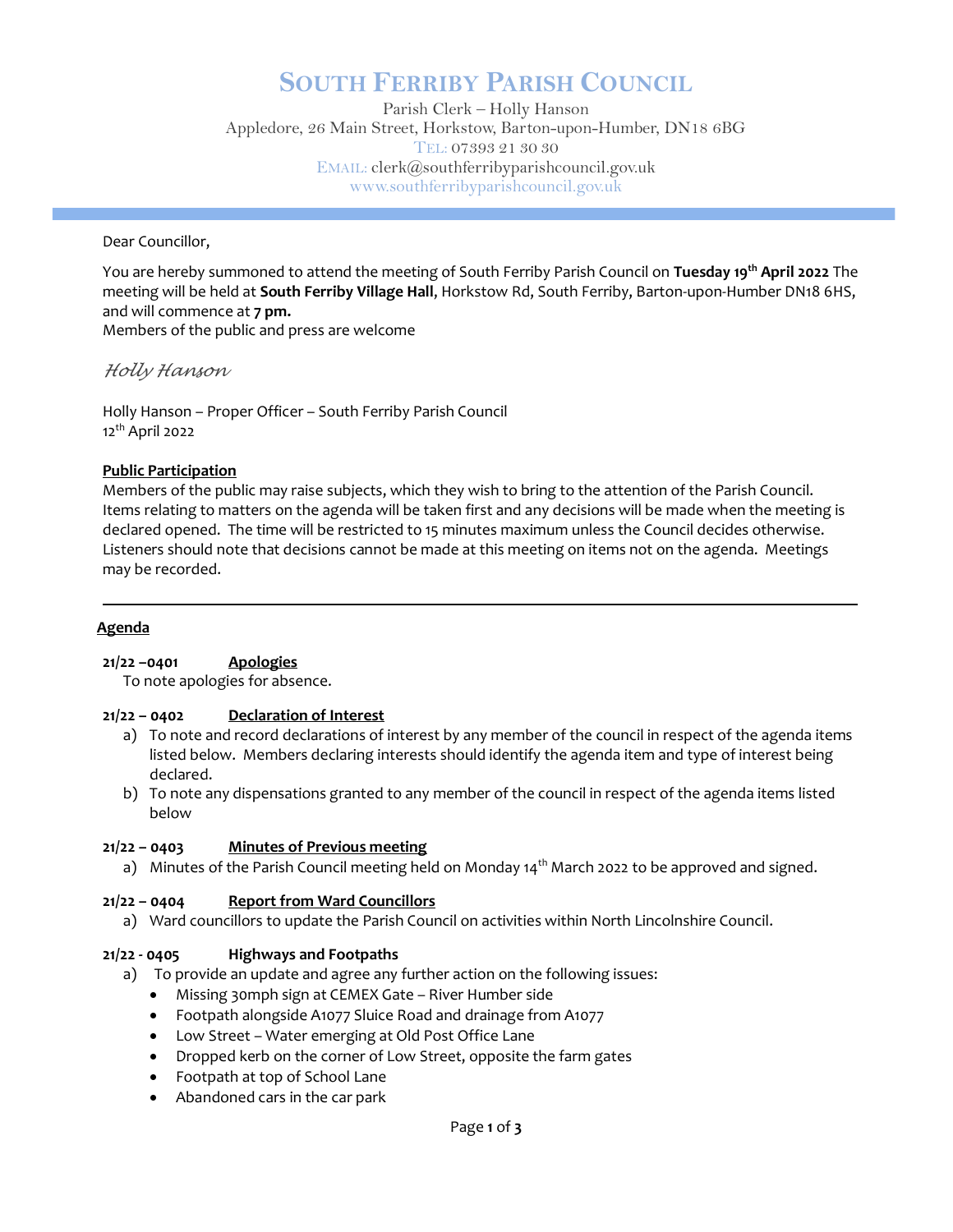# SOUTH FERRIBY PARISH COUNCIL

Parish Clerk – Holly Hanson
Appledore, 26 Main Street, Horkstow, Barton-upon-Humber, DN18 6BG
TEL: 07393 21 30 30
EMAIL: clerk@southferribyparishcouncil.gov.uk
www.southferribyparishcouncil.gov.uk

---

Dear Councillor,

You are hereby summoned to attend the meeting of South Ferriby Parish Council on **Tuesday 19th April 2022** The meeting will be held at **South Ferriby Village Hall**, Horkstow Rd, South Ferriby, Barton-upon-Humber DN18 6HS, and will commence at **7 pm.**
Members of the public and press are welcome

*Holly Hanson*

Holly Hanson – Proper Officer – South Ferriby Parish Council
12th April 2022

**Public Participation**

Members of the public may raise subjects, which they wish to bring to the attention of the Parish Council. Items relating to matters on the agenda will be taken first and any decisions will be made when the meeting is declared opened. The time will be restricted to 15 minutes maximum unless the Council decides otherwise. Listeners should note that decisions cannot be made at this meeting on items not on the agenda. Meetings may be recorded.

---

## Agenda

**21/22 –0401 Apologies**
To note apologies for absence.

**21/22 – 0402 Declaration of Interest**

a) To note and record declarations of interest by any member of the council in respect of the agenda items listed below. Members declaring interests should identify the agenda item and type of interest being declared.
b) To note any dispensations granted to any member of the council in respect of the agenda items listed below

**21/22 – 0403 Minutes of Previous meeting**

a) Minutes of the Parish Council meeting held on Monday 14th March 2022 to be approved and signed.

**21/22 – 0404 Report from Ward Councillors**

a) Ward councillors to update the Parish Council on activities within North Lincolnshire Council.

**21/22 - 0405 Highways and Footpaths**

a) To provide an update and agree any further action on the following issues:
   - Missing 30mph sign at CEMEX Gate – River Humber side
   - Footpath alongside A1077 Sluice Road and drainage from A1077
   - Low Street – Water emerging at Old Post Office Lane
   - Dropped kerb on the corner of Low Street, opposite the farm gates
   - Footpath at top of School Lane
   - Abandoned cars in the car park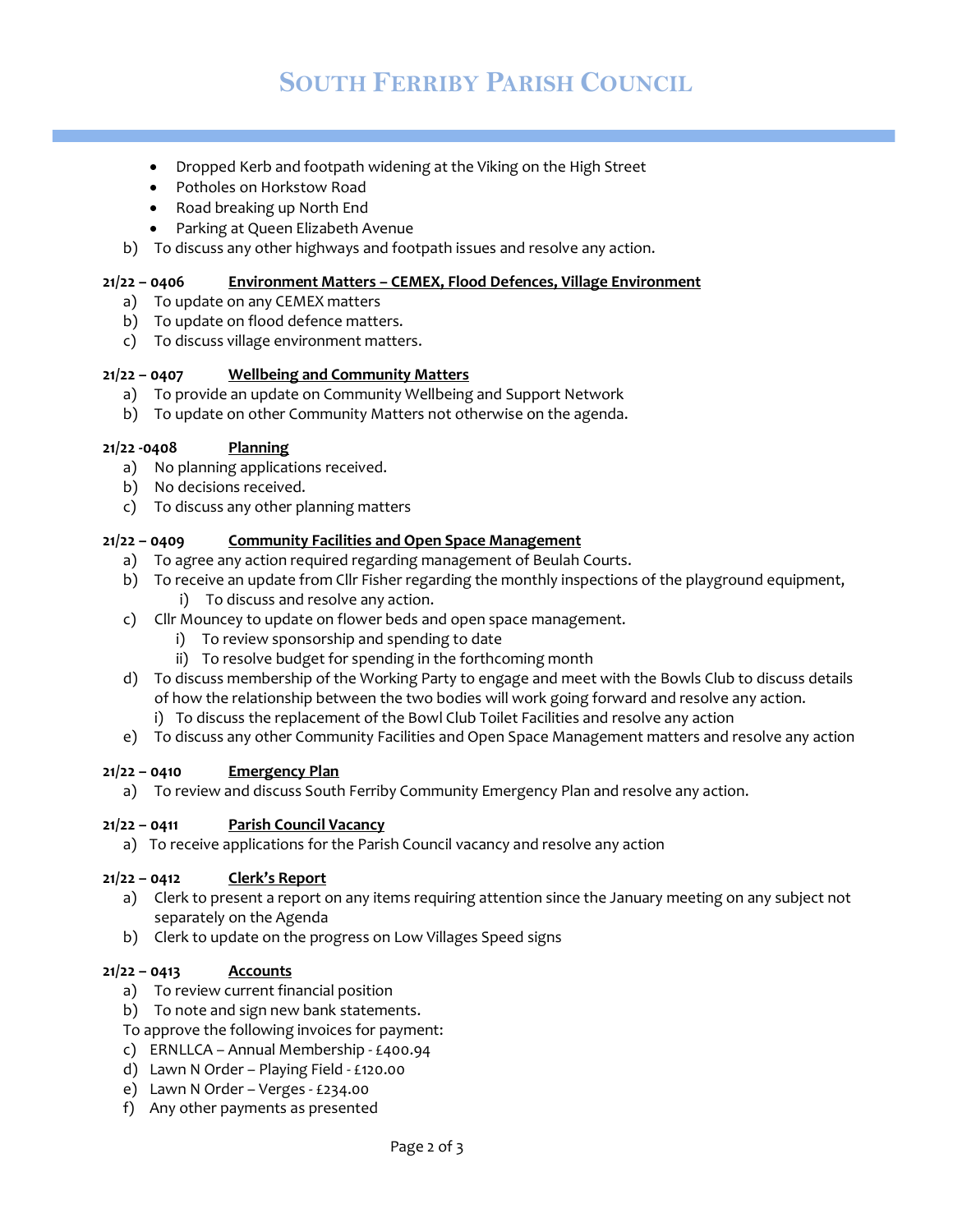- Dropped Kerb and footpath widening at the Viking on the High Street
- Potholes on Horkstow Road
- Road breaking up North End
- Parking at Queen Elizabeth Avenue

b) To discuss any other highways and footpath issues and resolve any action.

**21/22 – 0406** **Environment Matters – CEMEX, Flood Defences, Village Environment**

a) To update on any CEMEX matters
b) To update on flood defence matters.
c) To discuss village environment matters.

**21/22 – 0407** **Wellbeing and Community Matters**

a) To provide an update on Community Wellbeing and Support Network
b) To update on other Community Matters not otherwise on the agenda.

**21/22 -0408** **Planning**

a) No planning applications received.
b) No decisions received.
c) To discuss any other planning matters

**21/22 – 0409** **Community Facilities and Open Space Management**

a) To agree any action required regarding management of Beulah Courts.
b) To receive an update from Cllr Fisher regarding the monthly inspections of the playground equipment,
   i) To discuss and resolve any action.
c) Cllr Mouncey to update on flower beds and open space management.
   i) To review sponsorship and spending to date
   ii) To resolve budget for spending in the forthcoming month
d) To discuss membership of the Working Party to engage and meet with the Bowls Club to discuss details of how the relationship between the two bodies will work going forward and resolve any action.
   i) To discuss the replacement of the Bowl Club Toilet Facilities and resolve any action
e) To discuss any other Community Facilities and Open Space Management matters and resolve any action

**21/22 – 0410** **Emergency Plan**

a) To review and discuss South Ferriby Community Emergency Plan and resolve any action.

**21/22 – 0411** **Parish Council Vacancy**

a) To receive applications for the Parish Council vacancy and resolve any action

**21/22 – 0412** **Clerk's Report**

a) Clerk to present a report on any items requiring attention since the January meeting on any subject not separately on the Agenda
b) Clerk to update on the progress on Low Villages Speed signs

**21/22 – 0413** **Accounts**

a) To review current financial position
b) To note and sign new bank statements.

To approve the following invoices for payment:

c) ERNLLCA – Annual Membership - £400.94
d) Lawn N Order – Playing Field - £120.00
e) Lawn N Order – Verges - £234.00
f) Any other payments as presented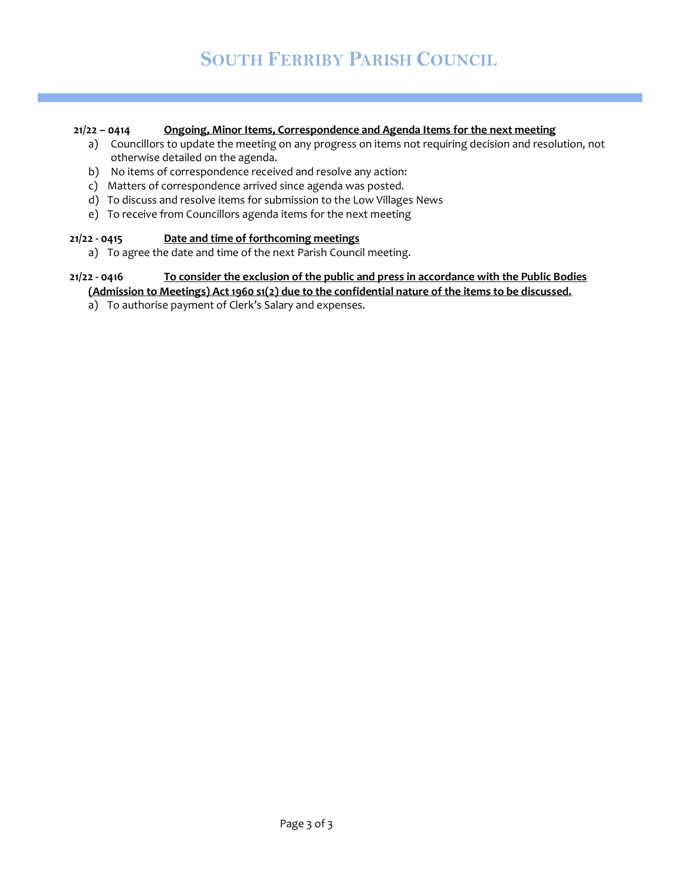# SOUTH FERRIBY PARISH COUNCIL

**21/22 – 0414** **Ongoing, Minor Items, Correspondence and Agenda Items for the next meeting**

a) Councillors to update the meeting on any progress on items not requiring decision and resolution, not otherwise detailed on the agenda.
b) No items of correspondence received and resolve any action:
c) Matters of correspondence arrived since agenda was posted.
d) To discuss and resolve items for submission to the Low Villages News
e) To receive from Councillors agenda items for the next meeting

**21/22 - 0415** **Date and time of forthcoming meetings**

a) To agree the date and time of the next Parish Council meeting.

**21/22 - 0416** **To consider the exclusion of the public and press in accordance with the Public Bodies (Admission to Meetings) Act 1960 s1(2) due to the confidential nature of the items to be discussed.**

a) To authorise payment of Clerk's Salary and expenses.